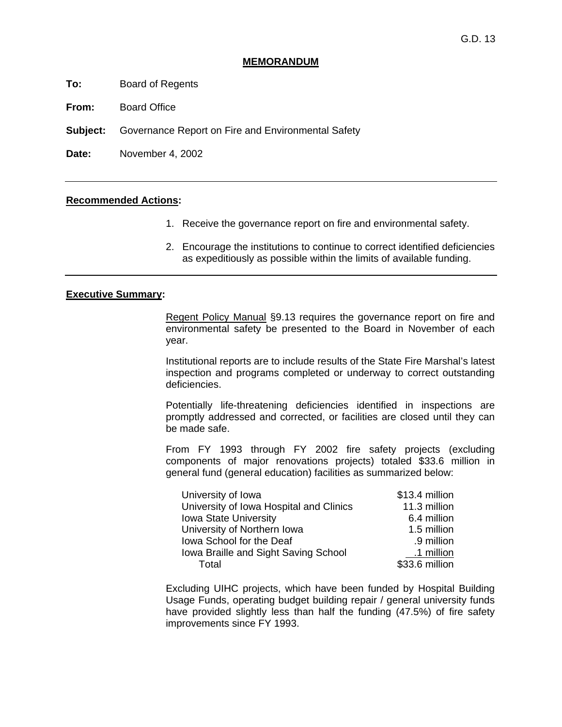G.D. 13

# MEMORANDUM

**To:** Board of Regents

**From:** Board Office

**Subject:** Governance Report on Fire and Environmental Safety

**Date:** November 4, 2002

---

## Recommended Actions:

1. Receive the governance report on fire and environmental safety.
2. Encourage the institutions to continue to correct identified deficiencies as expeditiously as possible within the limits of available funding.

---

## Executive Summary:

Regent Policy Manual §9.13 requires the governance report on fire and environmental safety be presented to the Board in November of each year.

Institutional reports are to include results of the State Fire Marshal's latest inspection and programs completed or underway to correct outstanding deficiencies.

Potentially life-threatening deficiencies identified in inspections are promptly addressed and corrected, or facilities are closed until they can be made safe.

From FY 1993 through FY 2002 fire safety projects (excluding components of major renovations projects) totaled $33.6 million in general fund (general education) facilities as summarized below:

| | |
|---|---|
| University of Iowa | $13.4 million |
| University of Iowa Hospital and Clinics | 11.3 million |
| Iowa State University | 6.4 million |
| University of Northern Iowa | 1.5 million |
| Iowa School for the Deaf | .9 million |
| Iowa Braille and Sight Saving School | .1 million |
| Total | $33.6 million |

Excluding UIHC projects, which have been funded by Hospital Building Usage Funds, operating budget building repair / general university funds have provided slightly less than half the funding (47.5%) of fire safety improvements since FY 1993.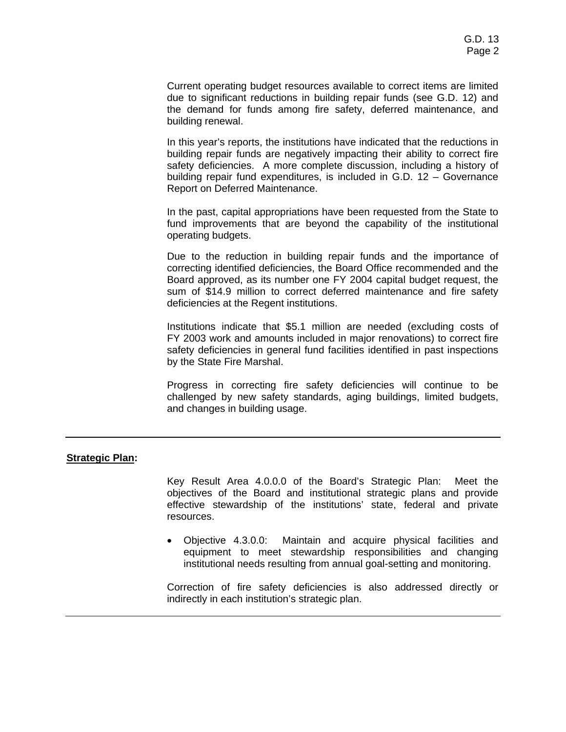Current operating budget resources available to correct items are limited due to significant reductions in building repair funds (see G.D. 12) and the demand for funds among fire safety, deferred maintenance, and building renewal.

In this year's reports, the institutions have indicated that the reductions in building repair funds are negatively impacting their ability to correct fire safety deficiencies. A more complete discussion, including a history of building repair fund expenditures, is included in G.D. 12 – Governance Report on Deferred Maintenance.

In the past, capital appropriations have been requested from the State to fund improvements that are beyond the capability of the institutional operating budgets.

Due to the reduction in building repair funds and the importance of correcting identified deficiencies, the Board Office recommended and the Board approved, as its number one FY 2004 capital budget request, the sum of $14.9 million to correct deferred maintenance and fire safety deficiencies at the Regent institutions.

Institutions indicate that $5.1 million are needed (excluding costs of FY 2003 work and amounts included in major renovations) to correct fire safety deficiencies in general fund facilities identified in past inspections by the State Fire Marshal.

Progress in correcting fire safety deficiencies will continue to be challenged by new safety standards, aging buildings, limited budgets, and changes in building usage.

---

**Strategic Plan:**

Key Result Area 4.0.0.0 of the Board's Strategic Plan: Meet the objectives of the Board and institutional strategic plans and provide effective stewardship of the institutions' state, federal and private resources.

- Objective 4.3.0.0: Maintain and acquire physical facilities and equipment to meet stewardship responsibilities and changing institutional needs resulting from annual goal-setting and monitoring.

Correction of fire safety deficiencies is also addressed directly or indirectly in each institution's strategic plan.

---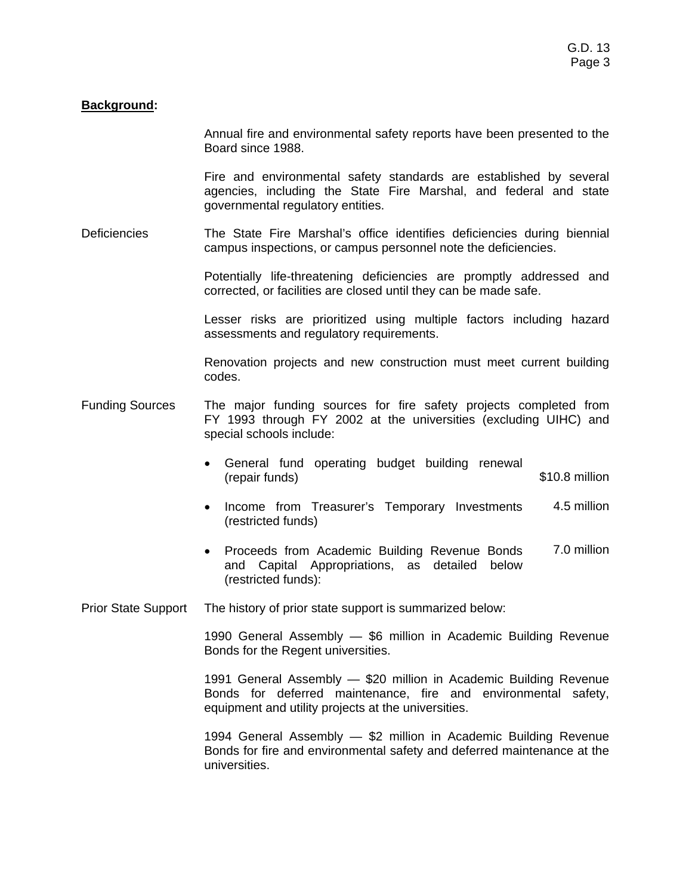**Background:**

Annual fire and environmental safety reports have been presented to the Board since 1988.

Fire and environmental safety standards are established by several agencies, including the State Fire Marshal, and federal and state governmental regulatory entities.

Deficiencies

The State Fire Marshal's office identifies deficiencies during biennial campus inspections, or campus personnel note the deficiencies.

Potentially life-threatening deficiencies are promptly addressed and corrected, or facilities are closed until they can be made safe.

Lesser risks are prioritized using multiple factors including hazard assessments and regulatory requirements.

Renovation projects and new construction must meet current building codes.

Funding Sources

The major funding sources for fire safety projects completed from FY 1993 through FY 2002 at the universities (excluding UIHC) and special schools include:

- General fund operating budget building renewal (repair funds) — $10.8 million
- Income from Treasurer's Temporary Investments (restricted funds) — 4.5 million
- Proceeds from Academic Building Revenue Bonds and Capital Appropriations, as detailed below (restricted funds): — 7.0 million

Prior State Support

The history of prior state support is summarized below:

1990 General Assembly — $6 million in Academic Building Revenue Bonds for the Regent universities.

1991 General Assembly — $20 million in Academic Building Revenue Bonds for deferred maintenance, fire and environmental safety, equipment and utility projects at the universities.

1994 General Assembly — $2 million in Academic Building Revenue Bonds for fire and environmental safety and deferred maintenance at the universities.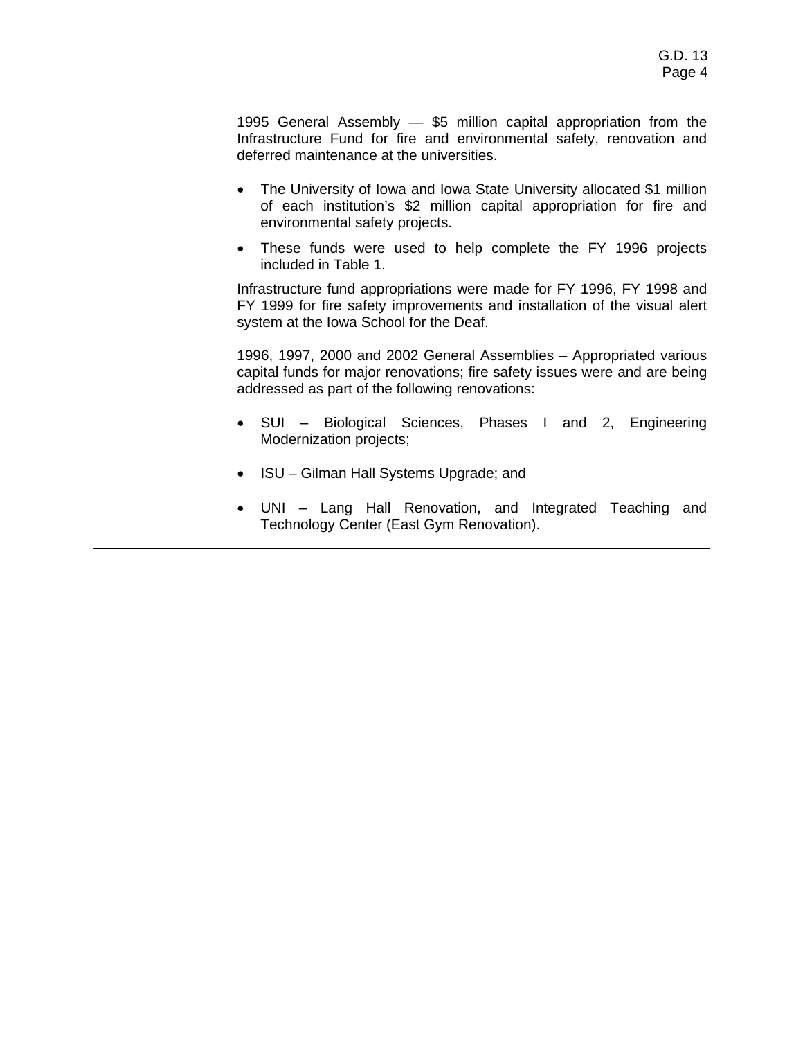1995 General Assembly — $5 million capital appropriation from the Infrastructure Fund for fire and environmental safety, renovation and deferred maintenance at the universities.

- The University of Iowa and Iowa State University allocated $1 million of each institution's $2 million capital appropriation for fire and environmental safety projects.
- These funds were used to help complete the FY 1996 projects included in Table 1.

Infrastructure fund appropriations were made for FY 1996, FY 1998 and FY 1999 for fire safety improvements and installation of the visual alert system at the Iowa School for the Deaf.

1996, 1997, 2000 and 2002 General Assemblies – Appropriated various capital funds for major renovations; fire safety issues were and are being addressed as part of the following renovations:

- SUI – Biological Sciences, Phases I and 2, Engineering Modernization projects;
- ISU – Gilman Hall Systems Upgrade; and
- UNI – Lang Hall Renovation, and Integrated Teaching and Technology Center (East Gym Renovation).

---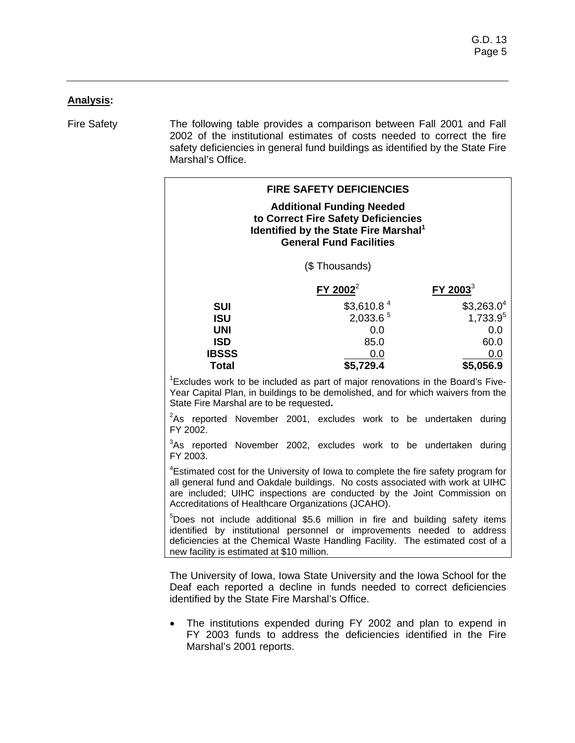**Analysis:**

Fire Safety

The following table provides a comparison between Fall 2001 and Fall 2002 of the institutional estimates of costs needed to correct the fire safety deficiencies in general fund buildings as identified by the State Fire Marshal's Office.

**FIRE SAFETY DEFICIENCIES**

**Additional Funding Needed to Correct Fire Safety Deficiencies Identified by the State Fire Marshal[1] General Fund Facilities**

($ Thousands)

| | FY 2002[2] | FY 2003[3] |
|---|---|---|
| **SUI** | $3,610.8 [4] | $3,263.0[4] |
| **ISU** | 2,033.6 [5] | 1,733.9[5] |
| **UNI** | 0.0 | 0.0 |
| **ISD** | 85.0 | 60.0 |
| **IBSSS** | 0.0 | 0.0 |
| **Total** | **$5,729.4** | **$5,056.9** |

[1]Excludes work to be included as part of major renovations in the Board's Five-Year Capital Plan, in buildings to be demolished, and for which waivers from the State Fire Marshal are to be requested**.**

[2]As reported November 2001, excludes work to be undertaken during FY 2002.

[3]As reported November 2002, excludes work to be undertaken during FY 2003.

[4]Estimated cost for the University of Iowa to complete the fire safety program for all general fund and Oakdale buildings. No costs associated with work at UIHC are included; UIHC inspections are conducted by the Joint Commission on Accreditations of Healthcare Organizations (JCAHO).

[5]Does not include additional $5.6 million in fire and building safety items identified by institutional personnel or improvements needed to address deficiencies at the Chemical Waste Handling Facility. The estimated cost of a new facility is estimated at $10 million.

The University of Iowa, Iowa State University and the Iowa School for the Deaf each reported a decline in funds needed to correct deficiencies identified by the State Fire Marshal's Office.

- The institutions expended during FY 2002 and plan to expend in FY 2003 funds to address the deficiencies identified in the Fire Marshal's 2001 reports.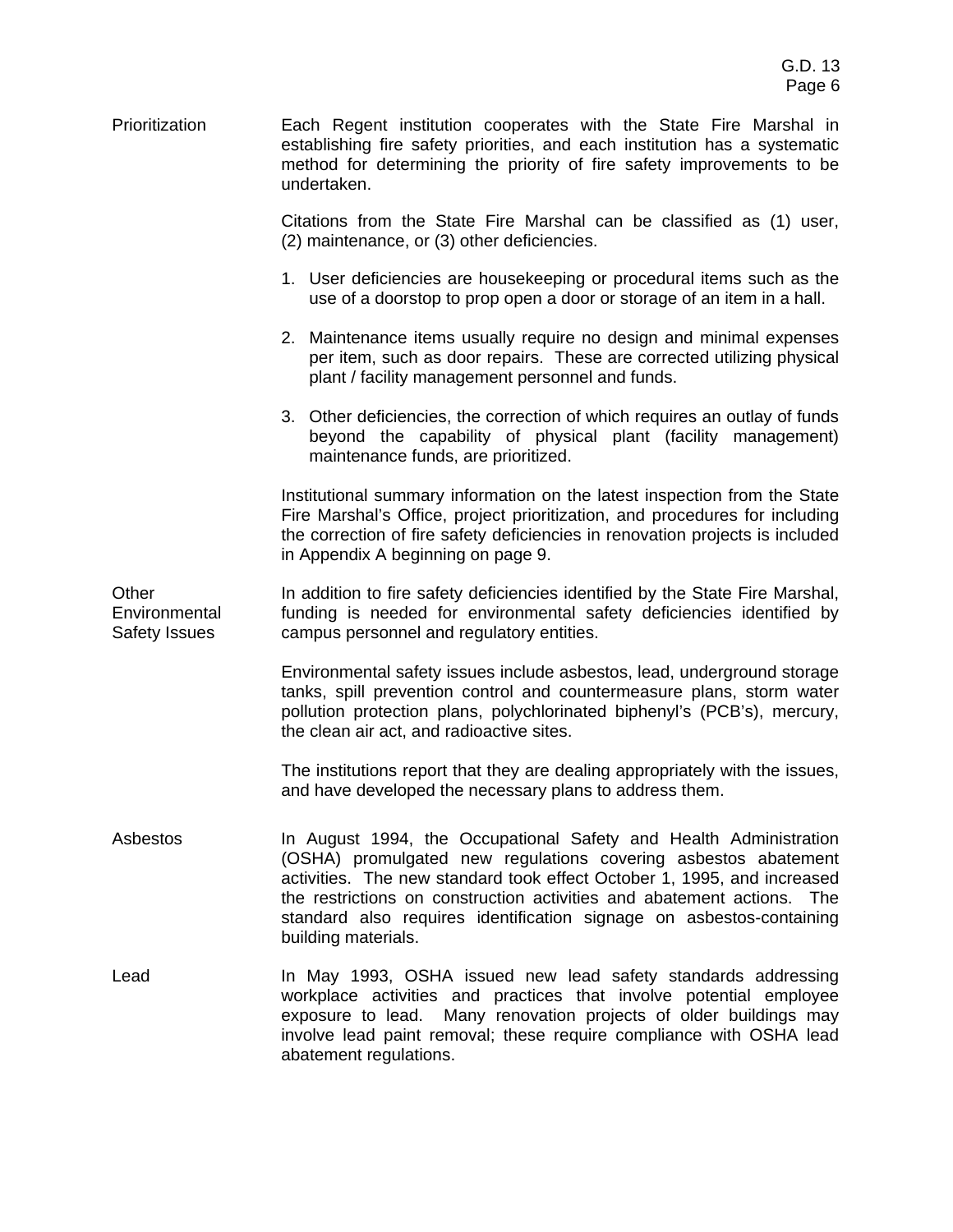**Prioritization**

Each Regent institution cooperates with the State Fire Marshal in establishing fire safety priorities, and each institution has a systematic method for determining the priority of fire safety improvements to be undertaken.

Citations from the State Fire Marshal can be classified as (1) user, (2) maintenance, or (3) other deficiencies.

1. User deficiencies are housekeeping or procedural items such as the use of a doorstop to prop open a door or storage of an item in a hall.

2. Maintenance items usually require no design and minimal expenses per item, such as door repairs. These are corrected utilizing physical plant / facility management personnel and funds.

3. Other deficiencies, the correction of which requires an outlay of funds beyond the capability of physical plant (facility management) maintenance funds, are prioritized.

Institutional summary information on the latest inspection from the State Fire Marshal's Office, project prioritization, and procedures for including the correction of fire safety deficiencies in renovation projects is included in Appendix A beginning on page 9.

**Other Environmental Safety Issues**

In addition to fire safety deficiencies identified by the State Fire Marshal, funding is needed for environmental safety deficiencies identified by campus personnel and regulatory entities.

Environmental safety issues include asbestos, lead, underground storage tanks, spill prevention control and countermeasure plans, storm water pollution protection plans, polychlorinated biphenyl's (PCB's), mercury, the clean air act, and radioactive sites.

The institutions report that they are dealing appropriately with the issues, and have developed the necessary plans to address them.

**Asbestos**

In August 1994, the Occupational Safety and Health Administration (OSHA) promulgated new regulations covering asbestos abatement activities. The new standard took effect October 1, 1995, and increased the restrictions on construction activities and abatement actions. The standard also requires identification signage on asbestos-containing building materials.

**Lead**

In May 1993, OSHA issued new lead safety standards addressing workplace activities and practices that involve potential employee exposure to lead. Many renovation projects of older buildings may involve lead paint removal; these require compliance with OSHA lead abatement regulations.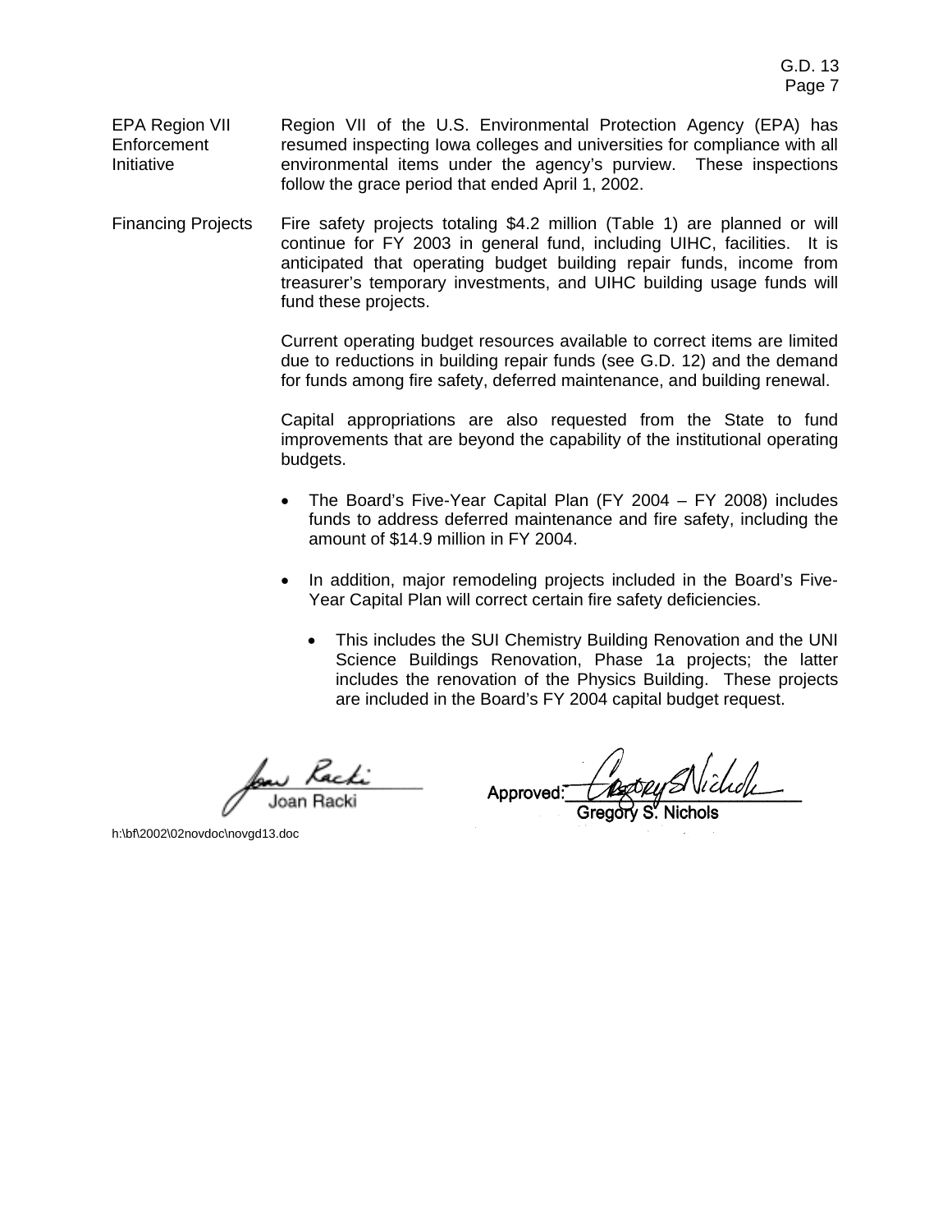**EPA Region VII Enforcement Initiative**

Region VII of the U.S. Environmental Protection Agency (EPA) has resumed inspecting Iowa colleges and universities for compliance with all environmental items under the agency's purview. These inspections follow the grace period that ended April 1, 2002.

**Financing Projects**

Fire safety projects totaling $4.2 million (Table 1) are planned or will continue for FY 2003 in general fund, including UIHC, facilities. It is anticipated that operating budget building repair funds, income from treasurer's temporary investments, and UIHC building usage funds will fund these projects.

Current operating budget resources available to correct items are limited due to reductions in building repair funds (see G.D. 12) and the demand for funds among fire safety, deferred maintenance, and building renewal.

Capital appropriations are also requested from the State to fund improvements that are beyond the capability of the institutional operating budgets.

- The Board's Five-Year Capital Plan (FY 2004 – FY 2008) includes funds to address deferred maintenance and fire safety, including the amount of $14.9 million in FY 2004.

- In addition, major remodeling projects included in the Board's Five-Year Capital Plan will correct certain fire safety deficiencies.

  - This includes the SUI Chemistry Building Renovation and the UNI Science Buildings Renovation, Phase 1a projects; the latter includes the renovation of the Physics Building. These projects are included in the Board's FY 2004 capital budget request.

Joan Racki

Approved: Gregory S. Nichols

h:\bf\2002\02novdoc\novgd13.doc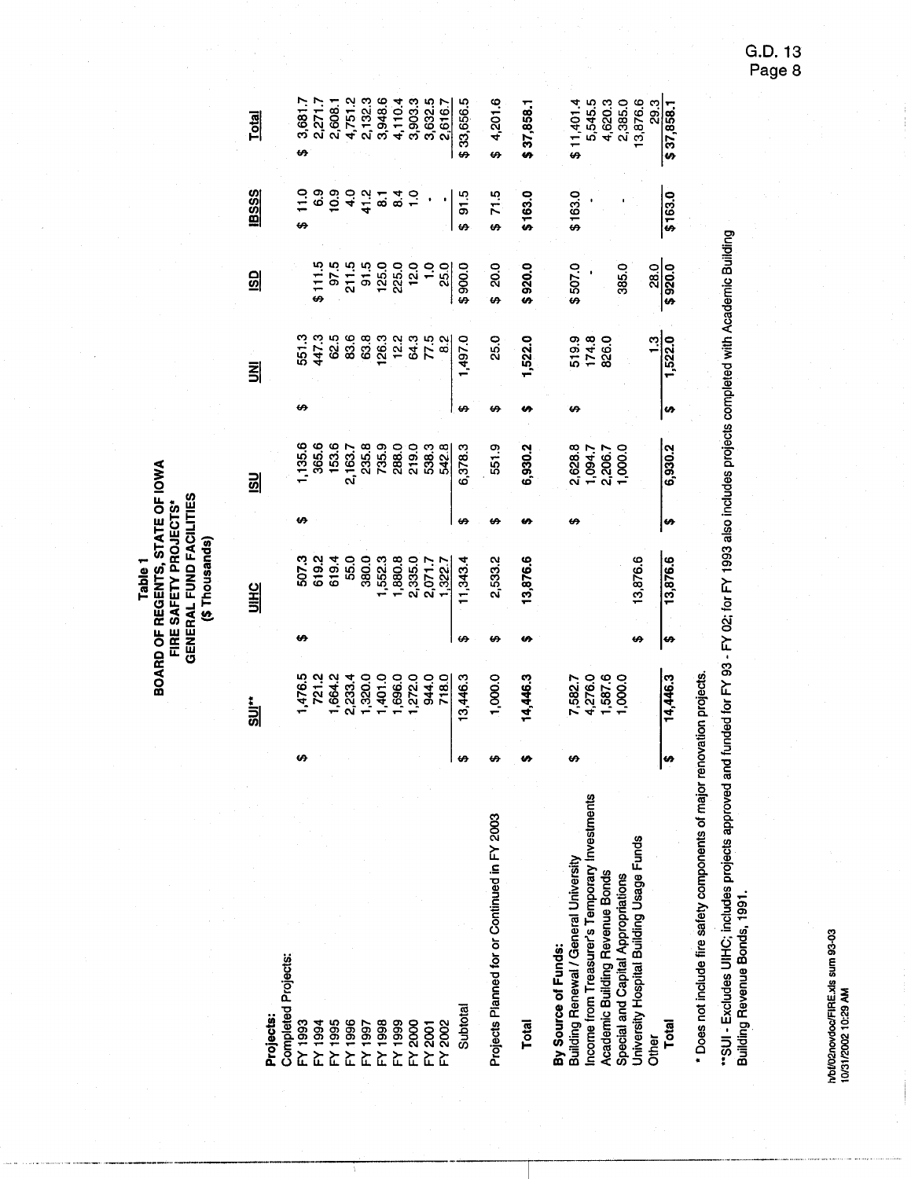Table 1
**BOARD OF REGENTS, STATE OF IOWA**
**FIRE SAFETY PROJECTS***
**GENERAL FUND FACILITIES**
**($ Thousands)**

| | SUI** | UIHC | ISU | UNI | ISD | IBSSS | Total |
|---|---|---|---|---|---|---|---|
| **Projects:** | | | | | | | |
| Completed Projects: | | | | | | | |
| FY 1993 | $ 1,476.5 | $ 507.3 | $ 1,135.6 | $ 551.3 | | $ 11.0 | $ 3,681.7 |
| FY 1994 | 721.2 | 619.2 | 365.6 | 447.3 | $ 111.5 | 6.9 | 2,271.7 |
| FY 1995 | 1,664.2 | 619.4 | 153.6 | 62.5 | 97.5 | 10.9 | 2,608.1 |
| FY 1996 | 2,233.4 | 55.0 | 2,163.7 | 83.6 | 211.5 | 4.0 | 4,751.2 |
| FY 1997 | 1,320.0 | 380.0 | 235.8 | 63.8 | 91.5 | 41.2 | 2,132.3 |
| FY 1998 | 1,401.0 | 1,552.3 | 735.9 | 126.3 | 125.0 | 8.1 | 3,948.6 |
| FY 1999 | 1,696.0 | 1,880.8 | 288.0 | 12.2 | 225.0 | 8.4 | 4,110.4 |
| FY 2000 | 1,272.0 | 2,335.0 | 219.0 | 64.3 | 12.0 | 1.0 | 3,903.3 |
| FY 2001 | 944.0 | 2,071.7 | 538.3 | 77.5 | 1.0 | - | 3,632.5 |
| FY 2002 | 718.0 | 1,322.7 | 542.8 | 8.2 | 25.0 | - | 2,616.7 |
| Subtotal | $ 13,446.3 | $ 11,343.4 | $ 6,378.3 | $ 1,497.0 | $ 900.0 | $ 91.5 | $ 33,656.5 |
| Projects Planned for or Continued in FY 2003 | $ 1,000.0 | $ 2,533.2 | $ 551.9 | $ 25.0 | $ 20.0 | $ 71.5 | $ 4,201.6 |
| **Total** | $ 14,446.3 | $ 13,876.6 | $ 6,930.2 | $ 1,522.0 | $ 920.0 | $ 163.0 | $ 37,858.1 |
| **By Source of Funds:** | | | | | | | |
| Building Renewal / General University | $ 7,582.7 | | $ 2,628.8 | $ 519.9 | $ 507.0 | $ 163.0 | $ 11,401.4 |
| Income from Treasurer's Temporary Investments | 4,276.0 | | 1,094.7 | 174.8 | - | - | 5,545.5 |
| Academic Building Revenue Bonds | 1,587.6 | | 2,206.7 | 826.0 | | | 4,620.3 |
| Special and Capital Appropriations | 1,000.0 | | 1,000.0 | | 385.0 | - | 2,385.0 |
| University Hospital Building Usage Funds | | $ 13,876.6 | | | | | 13,876.6 |
| Other | | | | 1.3 | 28.0 | | 29.3 |
| **Total** | $ 14,446.3 | $ 13,876.6 | $ 6,930.2 | $ 1,522.0 | $ 920.0 | $ 163.0 | $ 37,858.1 |

\* Does not include fire safety components of major renovation projects.

**SUI - Excludes UIHC; includes projects approved and funded for FY 93 - FY 02; for FY 1993 also includes projects completed with Academic Building Revenue Bonds, 1991.

h/bf/02novdoc/FIRE.xls sum 93-03
10/31/2002 10:29 AM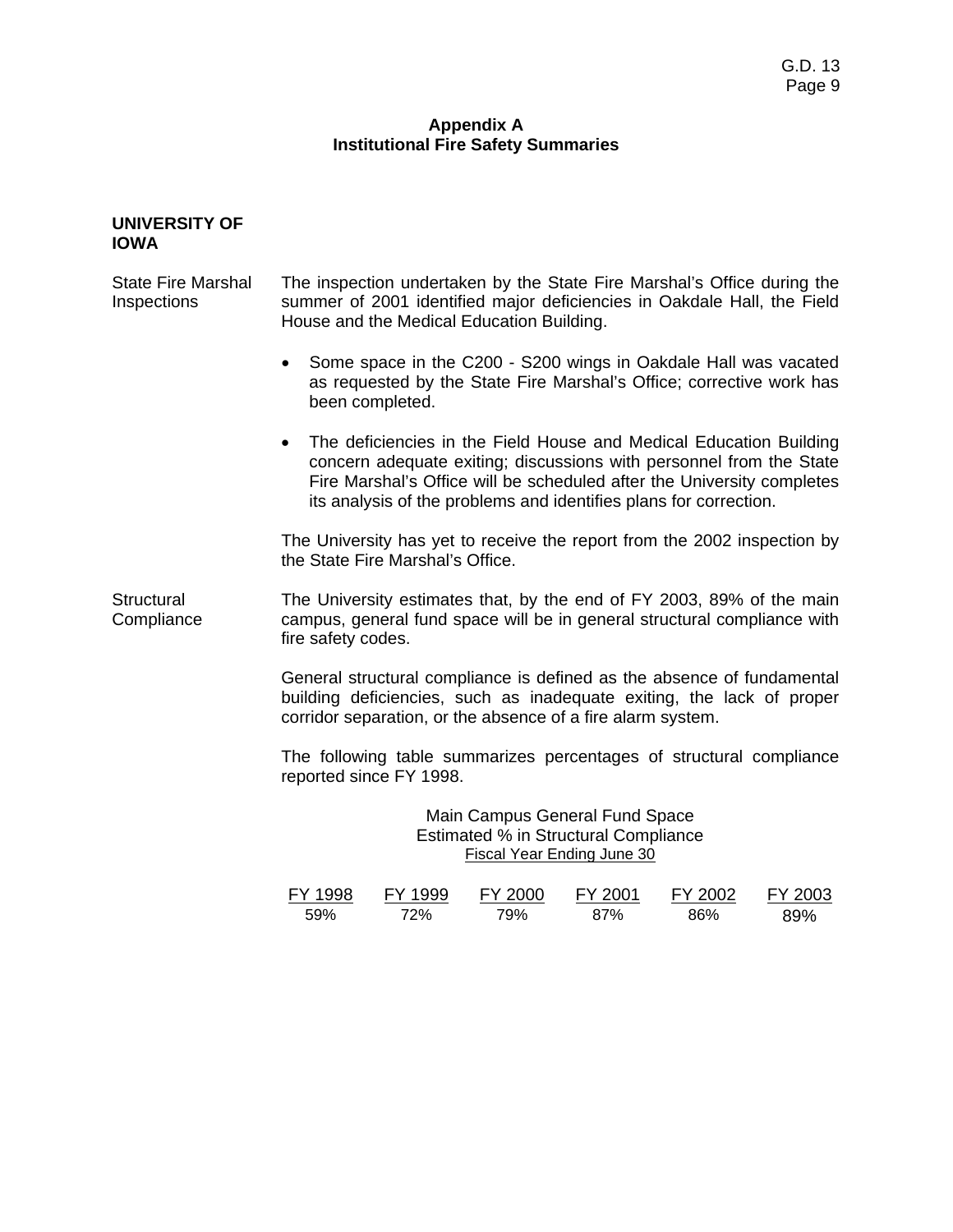# Appendix A
## Institutional Fire Safety Summaries

### UNIVERSITY OF IOWA

**State Fire Marshal Inspections**

The inspection undertaken by the State Fire Marshal's Office during the summer of 2001 identified major deficiencies in Oakdale Hall, the Field House and the Medical Education Building.

- Some space in the C200 - S200 wings in Oakdale Hall was vacated as requested by the State Fire Marshal's Office; corrective work has been completed.
- The deficiencies in the Field House and Medical Education Building concern adequate exiting; discussions with personnel from the State Fire Marshal's Office will be scheduled after the University completes its analysis of the problems and identifies plans for correction.

The University has yet to receive the report from the 2002 inspection by the State Fire Marshal's Office.

**Structural Compliance**

The University estimates that, by the end of FY 2003, 89% of the main campus, general fund space will be in general structural compliance with fire safety codes.

General structural compliance is defined as the absence of fundamental building deficiencies, such as inadequate exiting, the lack of proper corridor separation, or the absence of a fire alarm system.

The following table summarizes percentages of structural compliance reported since FY 1998.

Main Campus General Fund Space
Estimated % in Structural Compliance
Fiscal Year Ending June 30

| FY 1998 | FY 1999 | FY 2000 | FY 2001 | FY 2002 | FY 2003 |
|---|---|---|---|---|---|
| 59% | 72% | 79% | 87% | 86% | 89% |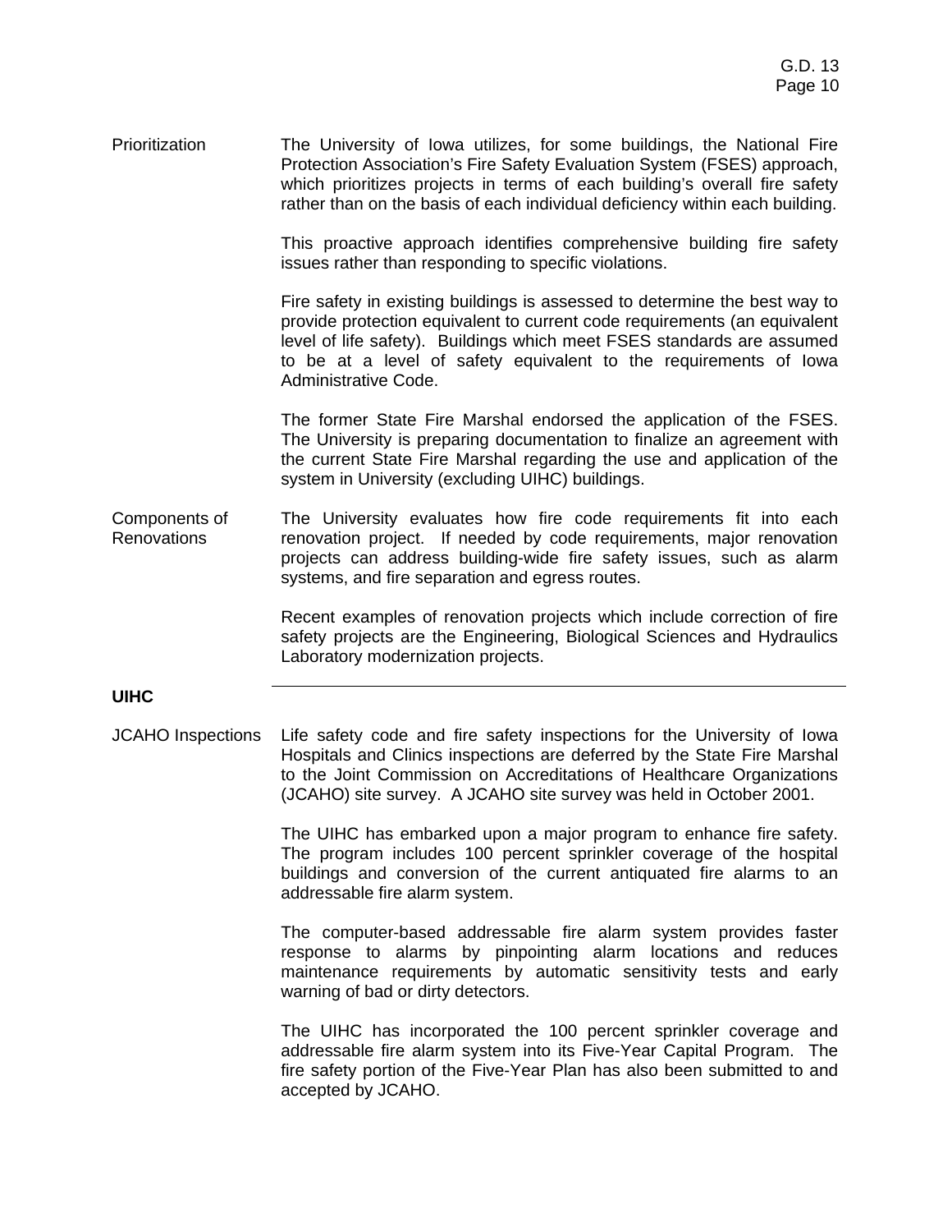**Prioritization**

The University of Iowa utilizes, for some buildings, the National Fire Protection Association's Fire Safety Evaluation System (FSES) approach, which prioritizes projects in terms of each building's overall fire safety rather than on the basis of each individual deficiency within each building.

This proactive approach identifies comprehensive building fire safety issues rather than responding to specific violations.

Fire safety in existing buildings is assessed to determine the best way to provide protection equivalent to current code requirements (an equivalent level of life safety). Buildings which meet FSES standards are assumed to be at a level of safety equivalent to the requirements of Iowa Administrative Code.

The former State Fire Marshal endorsed the application of the FSES. The University is preparing documentation to finalize an agreement with the current State Fire Marshal regarding the use and application of the system in University (excluding UIHC) buildings.

**Components of Renovations**

The University evaluates how fire code requirements fit into each renovation project. If needed by code requirements, major renovation projects can address building-wide fire safety issues, such as alarm systems, and fire separation and egress routes.

Recent examples of renovation projects which include correction of fire safety projects are the Engineering, Biological Sciences and Hydraulics Laboratory modernization projects.

## UIHC

**JCAHO Inspections**

Life safety code and fire safety inspections for the University of Iowa Hospitals and Clinics inspections are deferred by the State Fire Marshal to the Joint Commission on Accreditations of Healthcare Organizations (JCAHO) site survey. A JCAHO site survey was held in October 2001.

The UIHC has embarked upon a major program to enhance fire safety. The program includes 100 percent sprinkler coverage of the hospital buildings and conversion of the current antiquated fire alarms to an addressable fire alarm system.

The computer-based addressable fire alarm system provides faster response to alarms by pinpointing alarm locations and reduces maintenance requirements by automatic sensitivity tests and early warning of bad or dirty detectors.

The UIHC has incorporated the 100 percent sprinkler coverage and addressable fire alarm system into its Five-Year Capital Program. The fire safety portion of the Five-Year Plan has also been submitted to and accepted by JCAHO.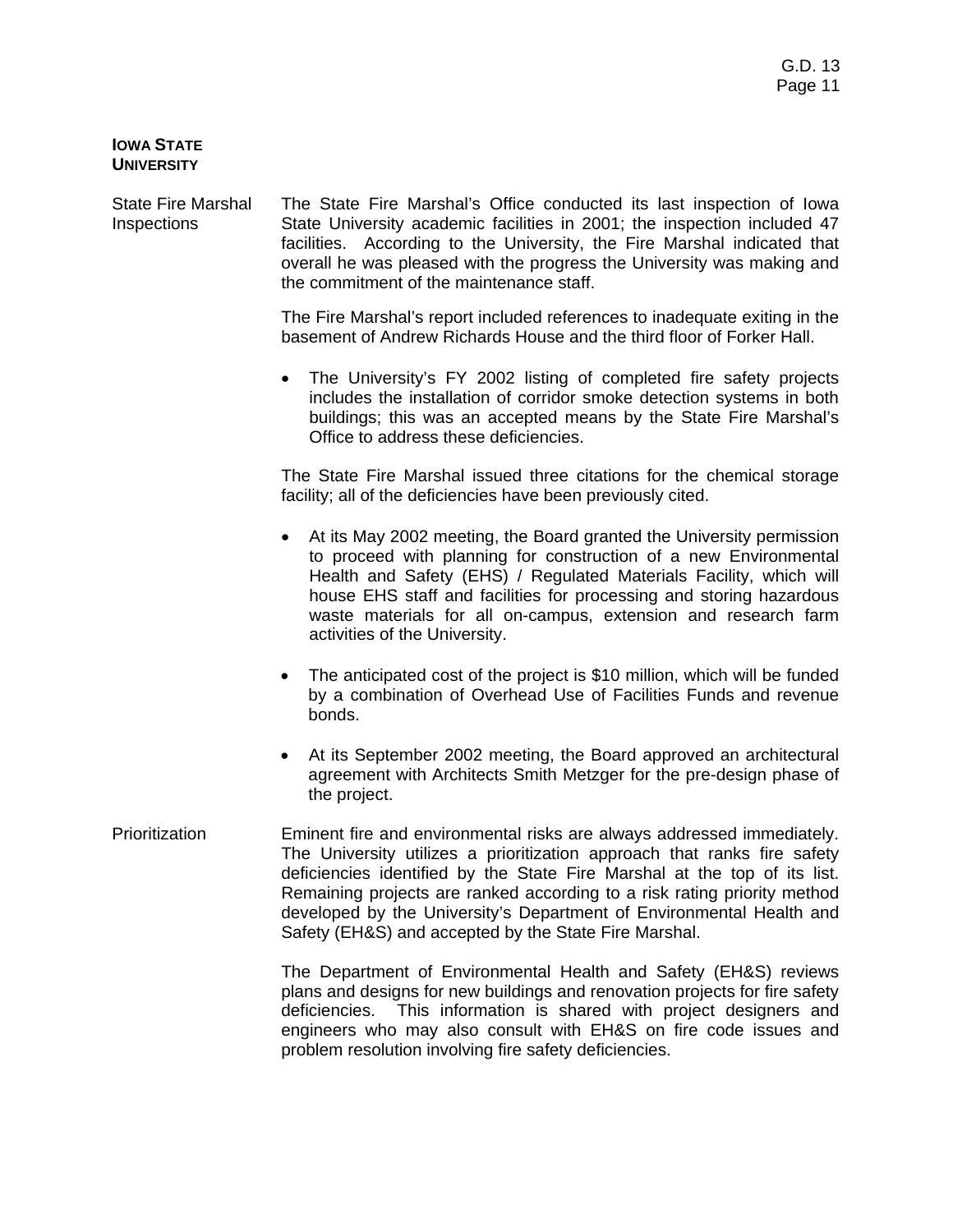**IOWA STATE UNIVERSITY**

**State Fire Marshal Inspections**

The State Fire Marshal's Office conducted its last inspection of Iowa State University academic facilities in 2001; the inspection included 47 facilities. According to the University, the Fire Marshal indicated that overall he was pleased with the progress the University was making and the commitment of the maintenance staff.

The Fire Marshal's report included references to inadequate exiting in the basement of Andrew Richards House and the third floor of Forker Hall.

- The University's FY 2002 listing of completed fire safety projects includes the installation of corridor smoke detection systems in both buildings; this was an accepted means by the State Fire Marshal's Office to address these deficiencies.

The State Fire Marshal issued three citations for the chemical storage facility; all of the deficiencies have been previously cited.

- At its May 2002 meeting, the Board granted the University permission to proceed with planning for construction of a new Environmental Health and Safety (EHS) / Regulated Materials Facility, which will house EHS staff and facilities for processing and storing hazardous waste materials for all on-campus, extension and research farm activities of the University.
- The anticipated cost of the project is $10 million, which will be funded by a combination of Overhead Use of Facilities Funds and revenue bonds.
- At its September 2002 meeting, the Board approved an architectural agreement with Architects Smith Metzger for the pre-design phase of the project.

**Prioritization**

Eminent fire and environmental risks are always addressed immediately. The University utilizes a prioritization approach that ranks fire safety deficiencies identified by the State Fire Marshal at the top of its list. Remaining projects are ranked according to a risk rating priority method developed by the University's Department of Environmental Health and Safety (EH&S) and accepted by the State Fire Marshal.

The Department of Environmental Health and Safety (EH&S) reviews plans and designs for new buildings and renovation projects for fire safety deficiencies. This information is shared with project designers and engineers who may also consult with EH&S on fire code issues and problem resolution involving fire safety deficiencies.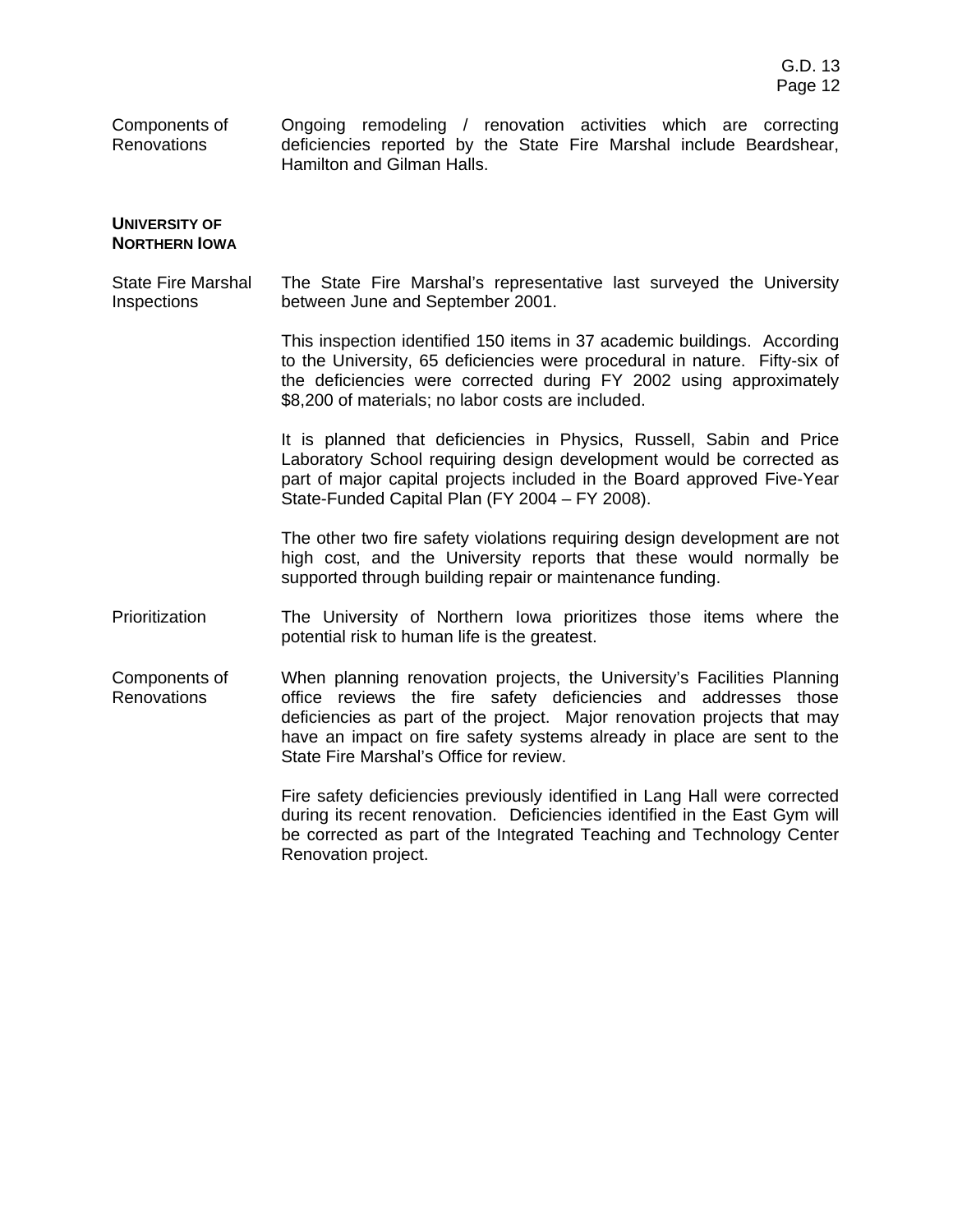**Components of Renovations**

Ongoing remodeling / renovation activities which are correcting deficiencies reported by the State Fire Marshal include Beardshear, Hamilton and Gilman Halls.

## UNIVERSITY OF NORTHERN IOWA

**State Fire Marshal Inspections**

The State Fire Marshal's representative last surveyed the University between June and September 2001.

This inspection identified 150 items in 37 academic buildings. According to the University, 65 deficiencies were procedural in nature. Fifty-six of the deficiencies were corrected during FY 2002 using approximately $8,200 of materials; no labor costs are included.

It is planned that deficiencies in Physics, Russell, Sabin and Price Laboratory School requiring design development would be corrected as part of major capital projects included in the Board approved Five-Year State-Funded Capital Plan (FY 2004 – FY 2008).

The other two fire safety violations requiring design development are not high cost, and the University reports that these would normally be supported through building repair or maintenance funding.

**Prioritization**

The University of Northern Iowa prioritizes those items where the potential risk to human life is the greatest.

**Components of Renovations**

When planning renovation projects, the University's Facilities Planning office reviews the fire safety deficiencies and addresses those deficiencies as part of the project. Major renovation projects that may have an impact on fire safety systems already in place are sent to the State Fire Marshal's Office for review.

Fire safety deficiencies previously identified in Lang Hall were corrected during its recent renovation. Deficiencies identified in the East Gym will be corrected as part of the Integrated Teaching and Technology Center Renovation project.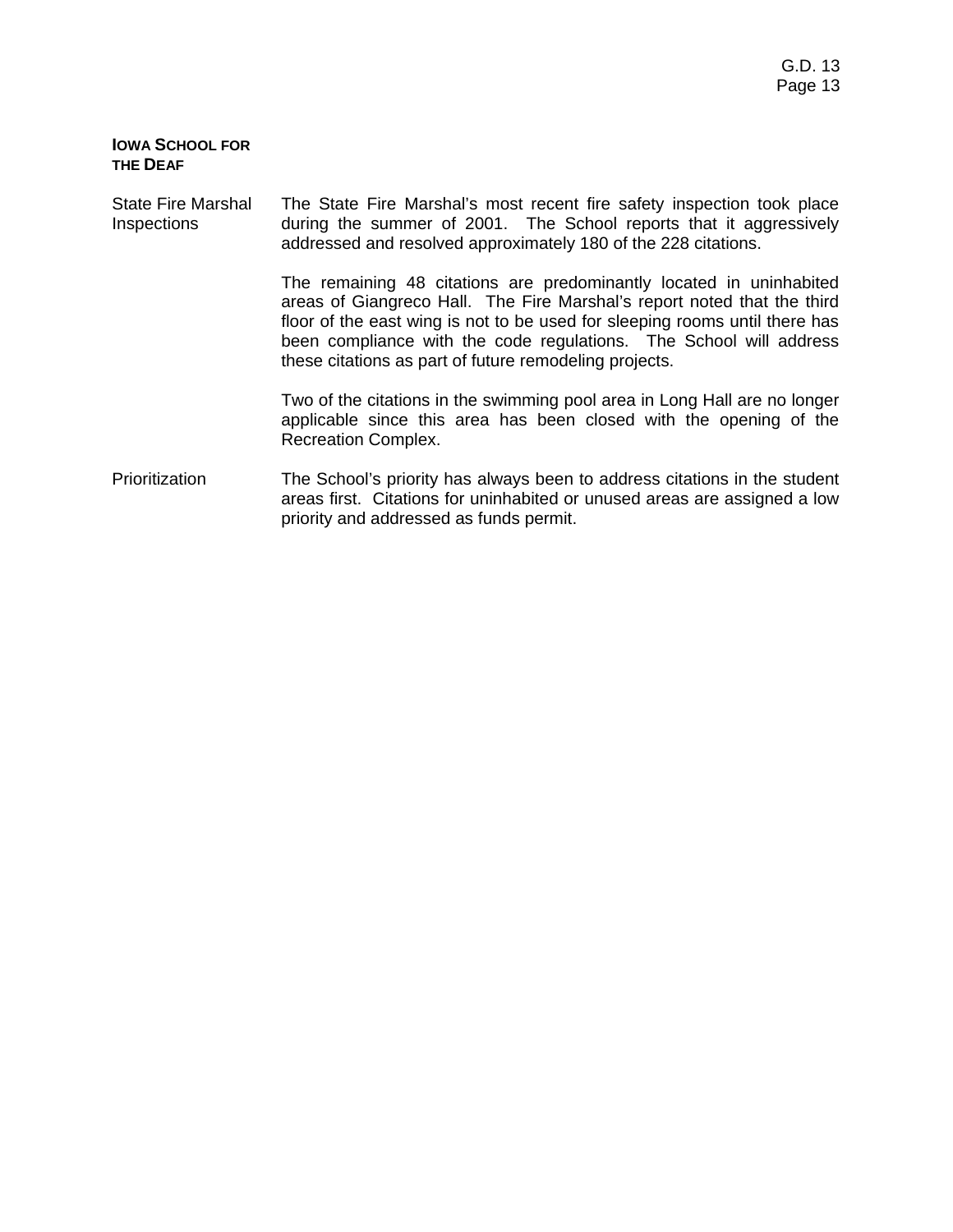**IOWA SCHOOL FOR THE DEAF**

**State Fire Marshal Inspections**

The State Fire Marshal's most recent fire safety inspection took place during the summer of 2001. The School reports that it aggressively addressed and resolved approximately 180 of the 228 citations.

The remaining 48 citations are predominantly located in uninhabited areas of Giangreco Hall. The Fire Marshal's report noted that the third floor of the east wing is not to be used for sleeping rooms until there has been compliance with the code regulations. The School will address these citations as part of future remodeling projects.

Two of the citations in the swimming pool area in Long Hall are no longer applicable since this area has been closed with the opening of the Recreation Complex.

**Prioritization**

The School's priority has always been to address citations in the student areas first. Citations for uninhabited or unused areas are assigned a low priority and addressed as funds permit.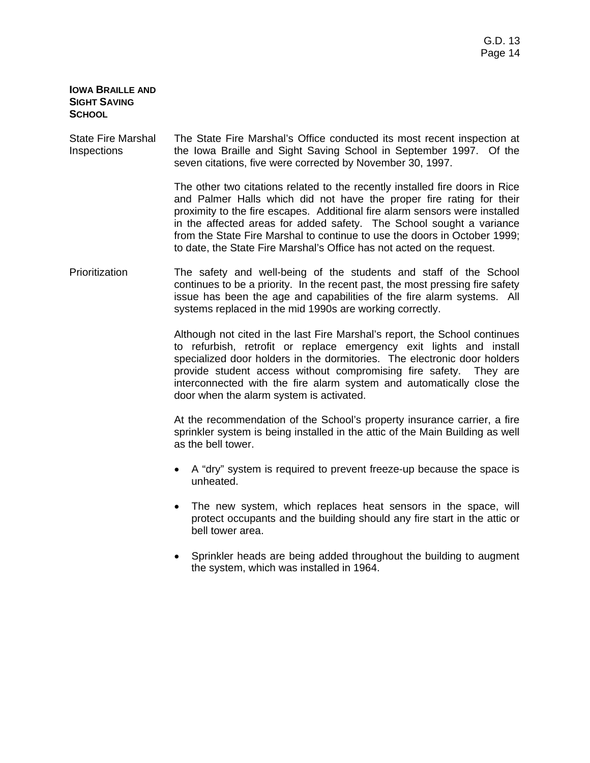**IOWA BRAILLE AND SIGHT SAVING SCHOOL**

**State Fire Marshal Inspections**

The State Fire Marshal's Office conducted its most recent inspection at the Iowa Braille and Sight Saving School in September 1997. Of the seven citations, five were corrected by November 30, 1997.

The other two citations related to the recently installed fire doors in Rice and Palmer Halls which did not have the proper fire rating for their proximity to the fire escapes. Additional fire alarm sensors were installed in the affected areas for added safety. The School sought a variance from the State Fire Marshal to continue to use the doors in October 1999; to date, the State Fire Marshal's Office has not acted on the request.

**Prioritization**

The safety and well-being of the students and staff of the School continues to be a priority. In the recent past, the most pressing fire safety issue has been the age and capabilities of the fire alarm systems. All systems replaced in the mid 1990s are working correctly.

Although not cited in the last Fire Marshal's report, the School continues to refurbish, retrofit or replace emergency exit lights and install specialized door holders in the dormitories. The electronic door holders provide student access without compromising fire safety. They are interconnected with the fire alarm system and automatically close the door when the alarm system is activated.

At the recommendation of the School's property insurance carrier, a fire sprinkler system is being installed in the attic of the Main Building as well as the bell tower.

- A "dry" system is required to prevent freeze-up because the space is unheated.
- The new system, which replaces heat sensors in the space, will protect occupants and the building should any fire start in the attic or bell tower area.
- Sprinkler heads are being added throughout the building to augment the system, which was installed in 1964.